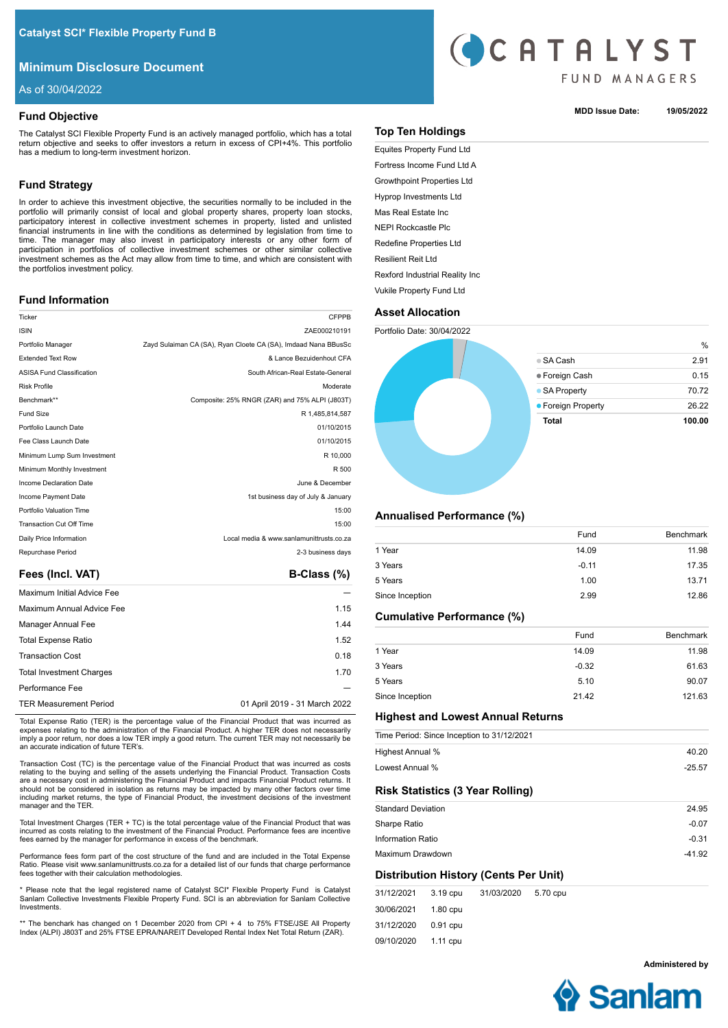# Catalyst SCI* Flexible Property Fund B

## Minimum Disclosure Document

As of 30/04/2022

CATALYST FUND MANAGERS

**MDD Issue Date:** 19/05/2022

## Fund Objective

The Catalyst SCI Flexible Property Fund is an actively managed portfolio, which has a total return objective and seeks to offer investors a return in excess of CPI+4%. This portfolio has a medium to long-term investment horizon.

## Fund Strategy

In order to achieve this investment objective, the securities normally to be included in the portfolio will primarily consist of local and global property shares, property loan stocks, participatory interest in collective investment schemes in property, listed and unlisted financial instruments in line with the conditions as determined by legislation from time to time. The manager may also invest in participatory interests or any other form of participation in portfolios of collective investment schemes or other similar collective investment schemes as the Act may allow from time to time, and which are consistent with the portfolios investment policy.

## Fund Information

| | |
|---|---|
| Ticker | CFPPB |
| ISIN | ZAE000210191 |
| Portfolio Manager | Zayd Sulaiman CA (SA), Ryan Cloete CA (SA), Imdaad Nana BBusSc |
| Extended Text Row | & Lance Bezuidenhout CFA |
| ASISA Fund Classification | South African-Real Estate-General |
| Risk Profile | Moderate |
| Benchmark** | Composite: 25% RNGR (ZAR) and 75% ALPI (J803T) |
| Fund Size | R 1,485,814,587 |
| Portfolio Launch Date | 01/10/2015 |
| Fee Class Launch Date | 01/10/2015 |
| Minimum Lump Sum Investment | R 10,000 |
| Minimum Monthly Investment | R 500 |
| Income Declaration Date | June & December |
| Income Payment Date | 1st business day of July & January |
| Portfolio Valuation Time | 15:00 |
| Transaction Cut Off Time | 15:00 |
| Daily Price Information | Local media & www.sanlamunittrusts.co.za |
| Repurchase Period | 2-3 business days |

## Fees (Incl. VAT)

| | B-Class (%) |
|---|---|
| Maximum Initial Advice Fee | — |
| Maximum Annual Advice Fee | 1.15 |
| Manager Annual Fee | 1.44 |
| Total Expense Ratio | 1.52 |
| Transaction Cost | 0.18 |
| Total Investment Charges | 1.70 |
| Performance Fee | — |
| TER Measurement Period | 01 April 2019 - 31 March 2022 |

Total Expense Ratio (TER) is the percentage value of the Financial Product that was incurred as expenses relating to the administration of the Financial Product. A higher TER does not necessarily imply a poor return, nor does a low TER imply a good return. The current TER may not necessarily be an accurate indication of future TER's.

Transaction Cost (TC) is the percentage value of the Financial Product that was incurred as costs relating to the buying and selling of the assets underlying the Financial Product. Transaction Costs are a necessary cost in administering the Financial Product and impacts Financial Product returns. It should not be considered in isolation as returns may be impacted by many other factors over time including market returns, the type of Financial Product, the investment decisions of the investment manager and the TER.

Total Investment Charges (TER + TC) is the total percentage value of the Financial Product that was incurred as costs relating to the investment of the Financial Product. Performance fees are incentive fees earned by the manager for performance in excess of the benchmark.

Performance fees form part of the cost structure of the fund and are included in the Total Expense Ratio. Please visit www.sanlamunittrusts.co.za for a detailed list of our funds that charge performance fees together with their calculation methodologies.

\* Please note that the legal registered name of Catalyst SCI* Flexible Property Fund is Catalyst Sanlam Collective Investments Flexible Property Fund. SCI is an abbreviation for Sanlam Collective Investments.

\*\* The benchark has changed on 1 December 2020 from CPI + 4 to 75% FTSE/JSE All Property Index (ALPI) J803T and 25% FTSE EPRA/NAREIT Developed Rental Index Net Total Return (ZAR).

## Top Ten Holdings

- Equites Property Fund Ltd
- Fortress Income Fund Ltd A
- Growthpoint Properties Ltd
- Hyprop Investments Ltd
- Mas Real Estate Inc
- NEPI Rockcastle Plc
- Redefine Properties Ltd
- Resilient Reit Ltd
- Rexford Industrial Reality Inc
- Vukile Property Fund Ltd

## Asset Allocation

Portfolio Date: 30/04/2022

| | % |
|---|---|
| SA Cash | 2.91 |
| Foreign Cash | 0.15 |
| SA Property | 70.72 |
| Foreign Property | 26.22 |
| **Total** | **100.00** |

## Annualised Performance (%)

| | Fund | Benchmark |
|---|---|---|
| 1 Year | 14.09 | 11.98 |
| 3 Years | -0.11 | 17.35 |
| 5 Years | 1.00 | 13.71 |
| Since Inception | 2.99 | 12.86 |

## Cumulative Performance (%)

| | Fund | Benchmark |
|---|---|---|
| 1 Year | 14.09 | 11.98 |
| 3 Years | -0.32 | 61.63 |
| 5 Years | 5.10 | 90.07 |
| Since Inception | 21.42 | 121.63 |

## Highest and Lowest Annual Returns

| Time Period: Since Inception to 31/12/2021 | |
|---|---|
| Highest Annual % | 40.20 |
| Lowest Annual % | -25.57 |

## Risk Statistics (3 Year Rolling)

| | |
|---|---|
| Standard Deviation | 24.95 |
| Sharpe Ratio | -0.07 |
| Information Ratio | -0.31 |
| Maximum Drawdown | -41.92 |

## Distribution History (Cents Per Unit)

| | | | |
|---|---|---|---|
| 31/12/2021 | 3.19 cpu | 31/03/2020 | 5.70 cpu |
| 30/06/2021 | 1.80 cpu | | |
| 31/12/2020 | 0.91 cpu | | |
| 09/10/2020 | 1.11 cpu | | |

**Administered by** Sanlam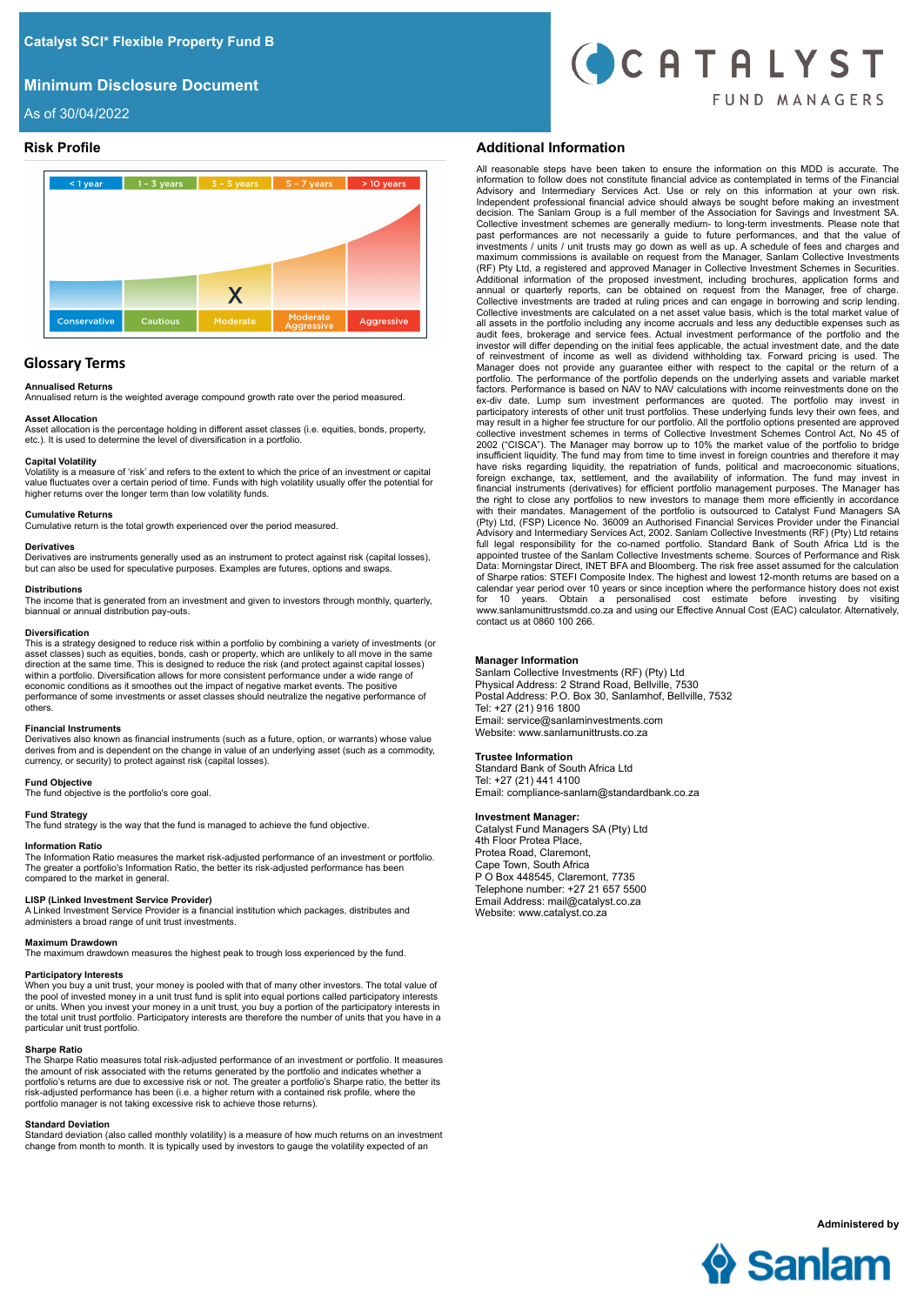# Catalyst SCI* Flexible Property Fund B

## Minimum Disclosure Document

As of 30/04/2022

CATALYST
FUND MANAGERS

## Risk Profile

< 1 year
1 - 3 years
3 - 5 years
5 - 7 years
> 10 years

X

Conservative
Cautious
Moderate
Moderate Aggressive
Aggressive

## Glossary Terms

**Annualised Returns**
Annualised return is the weighted average compound growth rate over the period measured.

**Asset Allocation**
Asset allocation is the percentage holding in different asset classes (i.e. equities, bonds, property, etc.). It is used to determine the level of diversification in a portfolio.

**Capital Volatility**
Volatility is a measure of 'risk' and refers to the extent to which the price of an investment or capital value fluctuates over a certain period of time. Funds with high volatility usually offer the potential for higher returns over the longer term than low volatility funds.

**Cumulative Returns**
Cumulative return is the total growth experienced over the period measured.

**Derivatives**
Derivatives are instruments generally used as an instrument to protect against risk (capital losses), but can also be used for speculative purposes. Examples are futures, options and swaps.

**Distributions**
The income that is generated from an investment and given to investors through monthly, quarterly, biannual or annual distribution pay-outs.

**Diversification**
This is a strategy designed to reduce risk within a portfolio by combining a variety of investments (or asset classes) such as equities, bonds, cash or property, which are unlikely to all move in the same direction at the same time. This is designed to reduce the risk (and protect against capital losses) within a portfolio. Diversification allows for more consistent performance under a wide range of economic conditions as it smoothes out the impact of negative market events. The positive performance of some investments or asset classes should neutralize the negative performance of others.

**Financial Instruments**
Derivatives also known as financial instruments (such as a future, option, or warrants) whose value derives from and is dependent on the change in value of an underlying asset (such as a commodity, currency, or security) to protect against risk (capital losses).

**Fund Objective**
The fund objective is the portfolio's core goal.

**Fund Strategy**
The fund strategy is the way that the fund is managed to achieve the fund objective.

**Information Ratio**
The Information Ratio measures the market risk-adjusted performance of an investment or portfolio. The greater a portfolio's Information Ratio, the better its risk-adjusted performance has been compared to the market in general.

**LISP (Linked Investment Service Provider)**
A Linked Investment Service Provider is a financial institution which packages, distributes and administers a broad range of unit trust investments.

**Maximum Drawdown**
The maximum drawdown measures the highest peak to trough loss experienced by the fund.

**Participatory Interests**
When you buy a unit trust, your money is pooled with that of many other investors. The total value of the pool of invested money in a unit trust fund is split into equal portions called participatory interests or units. When you invest your money in a unit trust, you buy a portion of the participatory interests in the total unit trust portfolio. Participatory interests are therefore the number of units that you have in a particular unit trust portfolio.

**Sharpe Ratio**
The Sharpe Ratio measures total risk-adjusted performance of an investment or portfolio. It measures the amount of risk associated with the returns generated by the portfolio and indicates whether a portfolio's returns are due to excessive risk or not. The greater a portfolio's Sharpe ratio, the better its risk-adjusted performance has been (i.e. a higher return with a contained risk profile, where the portfolio manager is not taking excessive risk to achieve those returns).

**Standard Deviation**
Standard deviation (also called monthly volatility) is a measure of how much returns on an investment change from month to month. It is typically used by investors to gauge the volatility expected of an

## Additional Information

All reasonable steps have been taken to ensure the information on this MDD is accurate. The information to follow does not constitute financial advice as contemplated in terms of the Financial Advisory and Intermediary Services Act. Use or rely on this information at your own risk. Independent professional financial advice should always be sought before making an investment decision. The Sanlam Group is a full member of the Association for Savings and Investment SA. Collective investment schemes are generally medium- to long-term investments. Please note that past performances are not necessarily a guide to future performances, and that the value of investments / units / unit trusts may go down as well as up. A schedule of fees and charges and maximum commissions is available on request from the Manager, Sanlam Collective Investments (RF) Pty Ltd, a registered and approved Manager in Collective Investment Schemes in Securities. Additional information of the proposed investment, including brochures, application forms and annual or quarterly reports, can be obtained on request from the Manager, free of charge. Collective investments are traded at ruling prices and can engage in borrowing and scrip lending. Collective investments are calculated on a net asset value basis, which is the total market value of all assets in the portfolio including any income accruals and less any deductible expenses such as audit fees, brokerage and service fees. Actual investment performance of the portfolio and the investor will differ depending on the initial fees applicable, the actual investment date, and the date of reinvestment of income as well as dividend withholding tax. Forward pricing is used. The Manager does not provide any guarantee either with respect to the capital or the return of a portfolio. The performance of the portfolio depends on the underlying assets and variable market factors. Performance is based on NAV to NAV calculations with income reinvestments done on the ex-div date. Lump sum investment performances are quoted. The portfolio may invest in participatory interests of other unit trust portfolios. These underlying funds levy their own fees, and may result in a higher fee structure for our portfolio. All the portfolio options presented are approved collective investment schemes in terms of Collective Investment Schemes Control Act, No 45 of 2002 ("CISCA"). The Manager may borrow up to 10% the market value of the portfolio to bridge insufficient liquidity. The fund may from time to time invest in foreign countries and therefore it may have risks regarding liquidity, the repatriation of funds, political and macroeconomic situations, foreign exchange, tax, settlement, and the availability of information. The fund may invest in financial instruments (derivatives) for efficient portfolio management purposes. The Manager has the right to close any portfolios to new investors to manage them more efficiently in accordance with their mandates. Management of the portfolio is outsourced to Catalyst Fund Managers SA (Pty) Ltd, (FSP) Licence No. 36009 an Authorised Financial Services Provider under the Financial Advisory and Intermediary Services Act, 2002. Sanlam Collective Investments (RF) (Pty) Ltd retains full legal responsibility for the co-named portfolio. Standard Bank of South Africa Ltd is the appointed trustee of the Sanlam Collective Investments scheme. Sources of Performance and Risk Data: Morningstar Direct, INET BFA and Bloomberg. The risk free asset assumed for the calculation of Sharpe ratios: STEFI Composite Index. The highest and lowest 12-month returns are based on a calendar year period over 10 years or since inception where the performance history does not exist for 10 years. Obtain a personalised cost estimate before investing by visiting www.sanlamunittrustsmdd.co.za and using our Effective Annual Cost (EAC) calculator. Alternatively, contact us at 0860 100 266.

**Manager Information**
Sanlam Collective Investments (RF) (Pty) Ltd
Physical Address: 2 Strand Road, Bellville, 7530
Postal Address: P.O. Box 30, Sanlamhof, Bellville, 7532
Tel: +27 (21) 916 1800
Email: service@sanlaminvestments.com
Website: www.sanlamunittrusts.co.za

**Trustee Information**
Standard Bank of South Africa Ltd
Tel: +27 (21) 441 4100
Email: compliance-sanlam@standardbank.co.za

**Investment Manager:**
Catalyst Fund Managers SA (Pty) Ltd
4th Floor Protea Place,
Protea Road, Claremont,
Cape Town, South Africa
P O Box 448545, Claremont, 7735
Telephone number: +27 21 657 5500
Email Address: mail@catalyst.co.za
Website: www.catalyst.co.za

**Administered by**

Sanlam